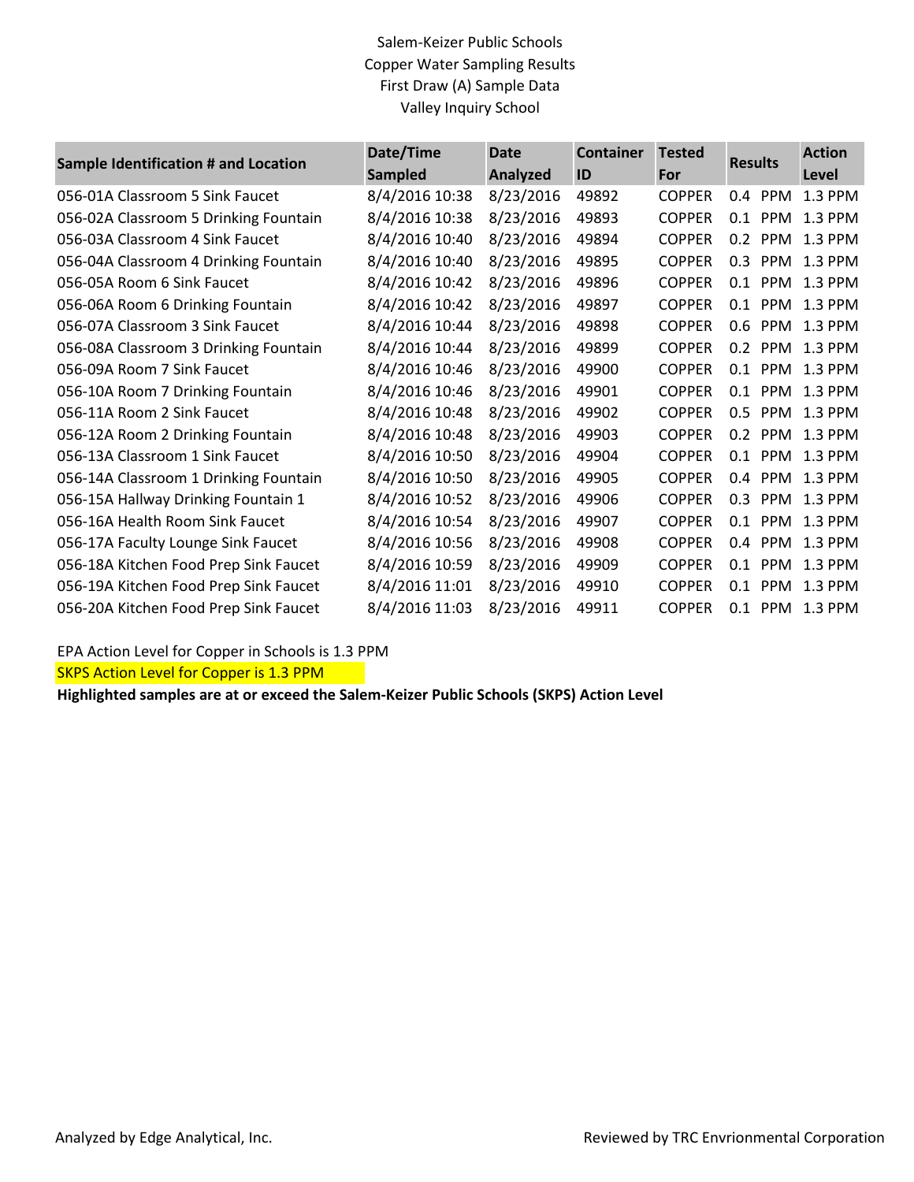Salem-Keizer Public Schools
Copper Water Sampling Results
First Draw (A) Sample Data
Valley Inquiry School

| Sample Identification # and Location | Date/Time Sampled | Date Analyzed | Container ID | Tested For | Results | Action Level |
|---|---|---|---|---|---|---|
| 056-01A Classroom 5 Sink Faucet | 8/4/2016 10:38 | 8/23/2016 | 49892 | COPPER | 0.4 PPM | 1.3 PPM |
| 056-02A Classroom 5 Drinking Fountain | 8/4/2016 10:38 | 8/23/2016 | 49893 | COPPER | 0.1 PPM | 1.3 PPM |
| 056-03A Classroom 4 Sink Faucet | 8/4/2016 10:40 | 8/23/2016 | 49894 | COPPER | 0.2 PPM | 1.3 PPM |
| 056-04A Classroom 4 Drinking Fountain | 8/4/2016 10:40 | 8/23/2016 | 49895 | COPPER | 0.3 PPM | 1.3 PPM |
| 056-05A Room 6 Sink Faucet | 8/4/2016 10:42 | 8/23/2016 | 49896 | COPPER | 0.1 PPM | 1.3 PPM |
| 056-06A Room 6 Drinking Fountain | 8/4/2016 10:42 | 8/23/2016 | 49897 | COPPER | 0.1 PPM | 1.3 PPM |
| 056-07A Classroom 3 Sink Faucet | 8/4/2016 10:44 | 8/23/2016 | 49898 | COPPER | 0.6 PPM | 1.3 PPM |
| 056-08A Classroom 3 Drinking Fountain | 8/4/2016 10:44 | 8/23/2016 | 49899 | COPPER | 0.2 PPM | 1.3 PPM |
| 056-09A Room 7 Sink Faucet | 8/4/2016 10:46 | 8/23/2016 | 49900 | COPPER | 0.1 PPM | 1.3 PPM |
| 056-10A Room 7 Drinking Fountain | 8/4/2016 10:46 | 8/23/2016 | 49901 | COPPER | 0.1 PPM | 1.3 PPM |
| 056-11A Room 2 Sink Faucet | 8/4/2016 10:48 | 8/23/2016 | 49902 | COPPER | 0.5 PPM | 1.3 PPM |
| 056-12A Room 2 Drinking Fountain | 8/4/2016 10:48 | 8/23/2016 | 49903 | COPPER | 0.2 PPM | 1.3 PPM |
| 056-13A Classroom 1 Sink Faucet | 8/4/2016 10:50 | 8/23/2016 | 49904 | COPPER | 0.1 PPM | 1.3 PPM |
| 056-14A Classroom 1 Drinking Fountain | 8/4/2016 10:50 | 8/23/2016 | 49905 | COPPER | 0.4 PPM | 1.3 PPM |
| 056-15A Hallway Drinking Fountain 1 | 8/4/2016 10:52 | 8/23/2016 | 49906 | COPPER | 0.3 PPM | 1.3 PPM |
| 056-16A Health Room Sink Faucet | 8/4/2016 10:54 | 8/23/2016 | 49907 | COPPER | 0.1 PPM | 1.3 PPM |
| 056-17A Faculty Lounge Sink Faucet | 8/4/2016 10:56 | 8/23/2016 | 49908 | COPPER | 0.4 PPM | 1.3 PPM |
| 056-18A Kitchen Food Prep Sink Faucet | 8/4/2016 10:59 | 8/23/2016 | 49909 | COPPER | 0.1 PPM | 1.3 PPM |
| 056-19A Kitchen Food Prep Sink Faucet | 8/4/2016 11:01 | 8/23/2016 | 49910 | COPPER | 0.1 PPM | 1.3 PPM |
| 056-20A Kitchen Food Prep Sink Faucet | 8/4/2016 11:03 | 8/23/2016 | 49911 | COPPER | 0.1 PPM | 1.3 PPM |

EPA Action Level for Copper in Schools is 1.3 PPM

SKPS Action Level for Copper is 1.3 PPM

**Highlighted samples are at or exceed the Salem-Keizer Public Schools (SKPS) Action Level**

Analyzed by Edge Analytical, Inc.

Reviewed by TRC Envrionmental Corporation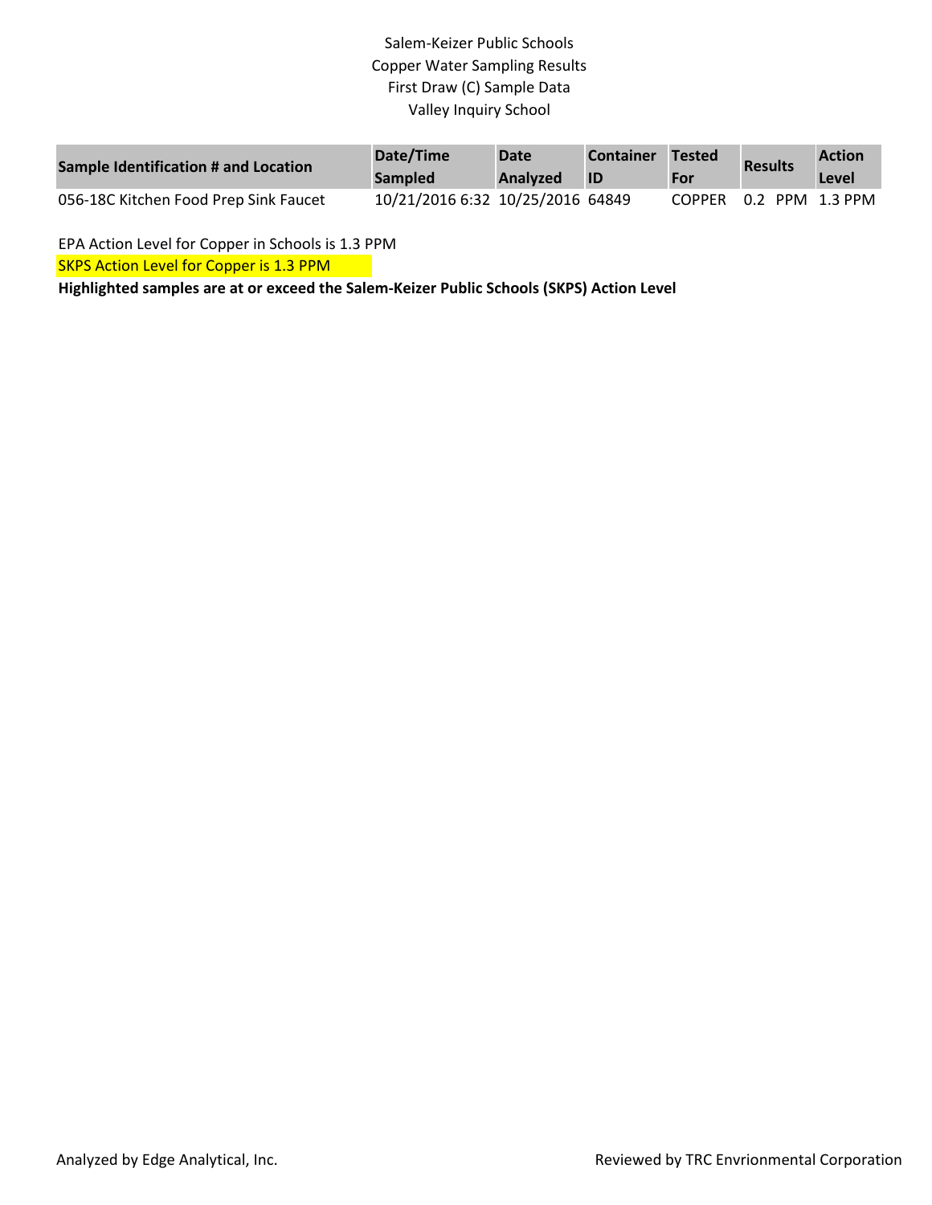Salem-Keizer Public Schools
Copper Water Sampling Results
First Draw (C) Sample Data
Valley Inquiry School

| Sample Identification # and Location | Date/Time Sampled | Date Analyzed | Container ID | Tested For | Results | Action Level |
|---|---|---|---|---|---|---|
| 056-18C Kitchen Food Prep Sink Faucet | 10/21/2016 6:32 | 10/25/2016 | 64849 | COPPER | 0.2 PPM | 1.3 PPM |

EPA Action Level for Copper in Schools is 1.3 PPM

SKPS Action Level for Copper is 1.3 PPM

**Highlighted samples are at or exceed the Salem-Keizer Public Schools (SKPS) Action Level**

Analyzed by Edge Analytical, Inc.

Reviewed by TRC Envrionmental Corporation